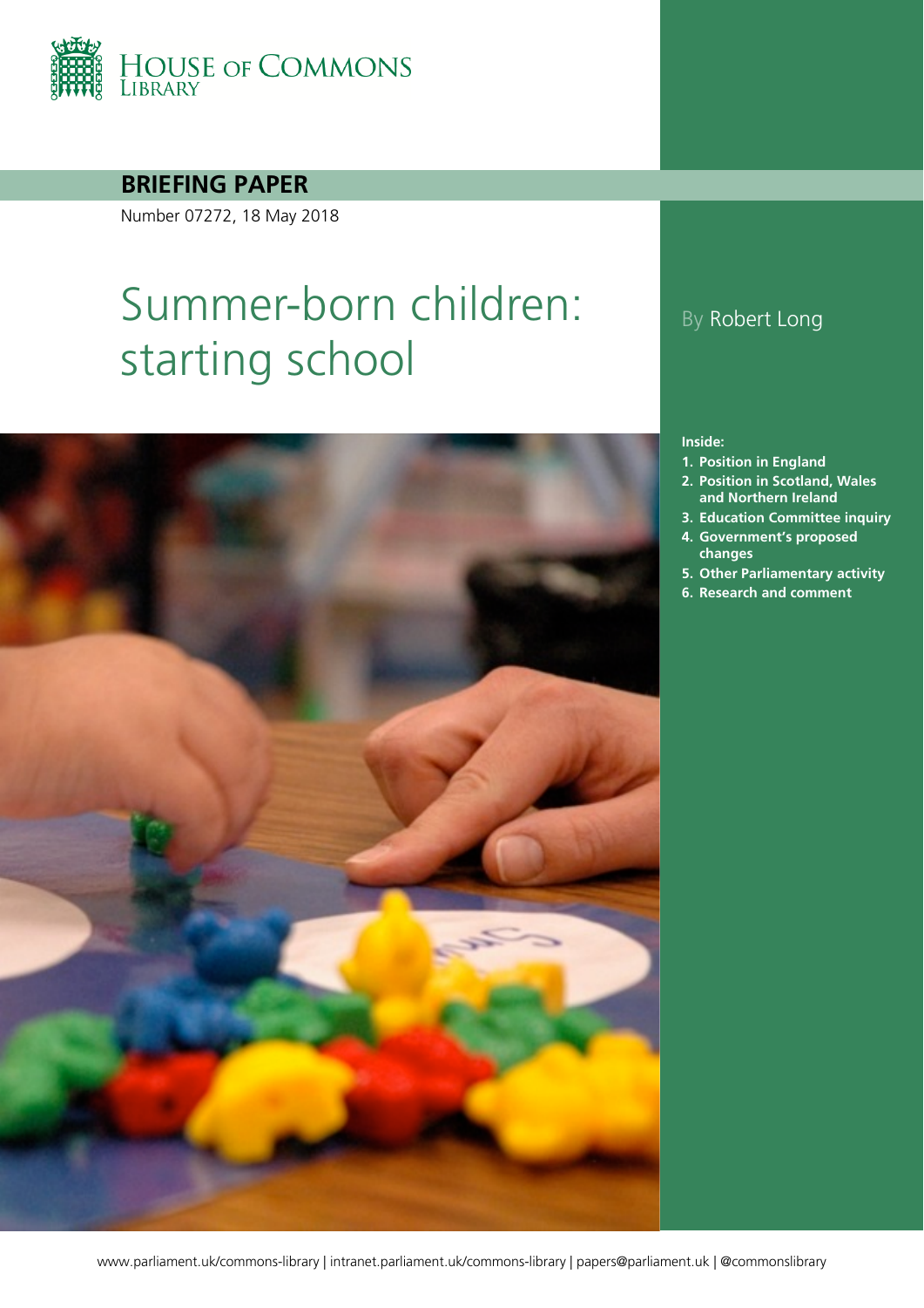House of Commons Library

**BRIEFING PAPER**

Number 07272, 18 May 2018

# Summer-born children: starting school

By Robert Long

**Inside:**

1. **Position in England**
2. **Position in Scotland, Wales and Northern Ireland**
3. **Education Committee inquiry**
4. **Government's proposed changes**
5. **Other Parliamentary activity**
6. **Research and comment**

www.parliament.uk/commons-library | intranet.parliament.uk/commons-library | papers@parliament.uk | @commonslibrary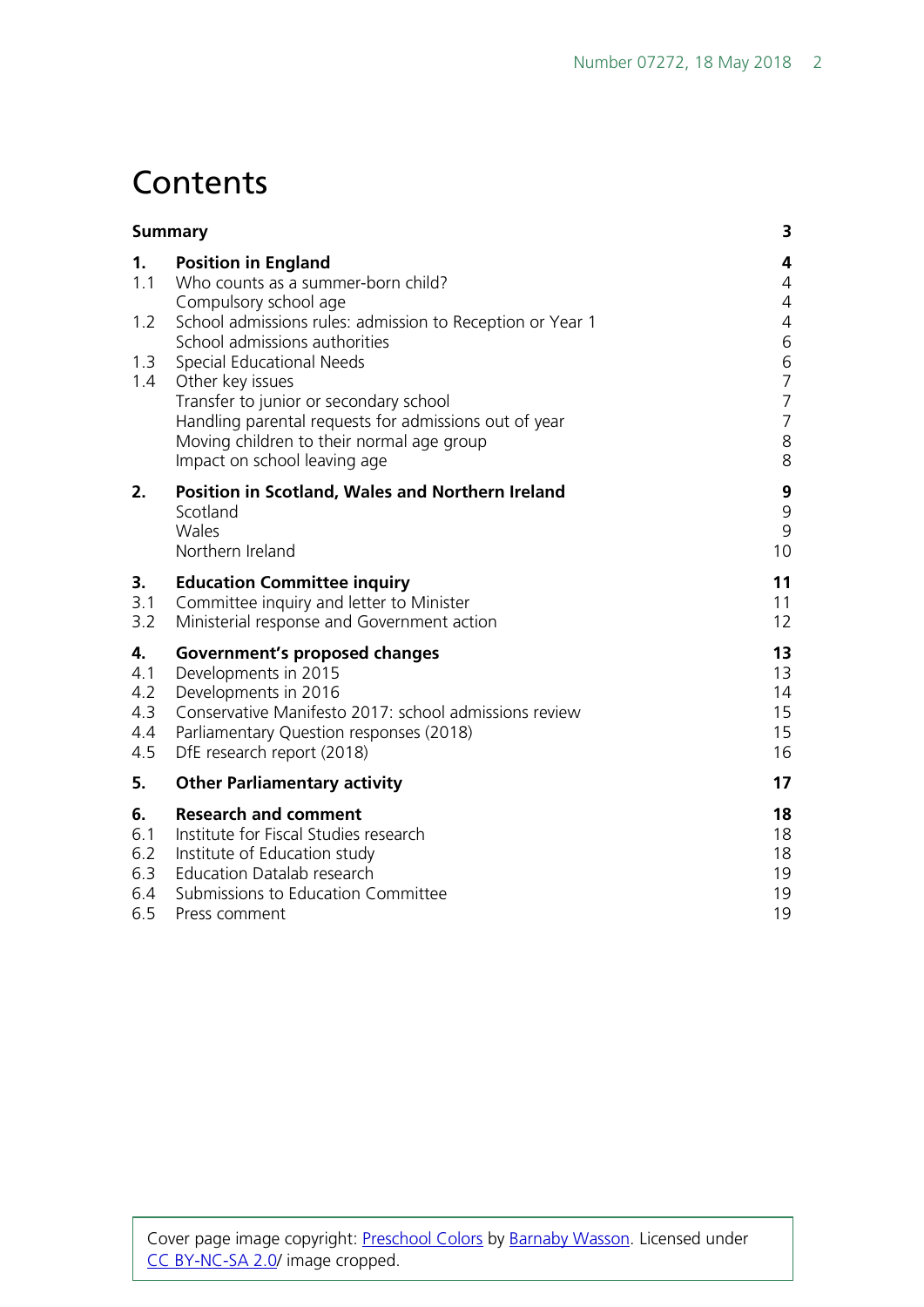# Contents

| | | |
|---|---|---|
| **Summary** | | **3** |
| **1.** | **Position in England** | **4** |
| 1.1 | Who counts as a summer-born child? | 4 |
| | Compulsory school age | 4 |
| 1.2 | School admissions rules: admission to Reception or Year 1 | 4 |
| | School admissions authorities | 6 |
| 1.3 | Special Educational Needs | 6 |
| 1.4 | Other key issues | 7 |
| | Transfer to junior or secondary school | 7 |
| | Handling parental requests for admissions out of year | 7 |
| | Moving children to their normal age group | 8 |
| | Impact on school leaving age | 8 |
| **2.** | **Position in Scotland, Wales and Northern Ireland** | **9** |
| | Scotland | 9 |
| | Wales | 9 |
| | Northern Ireland | 10 |
| **3.** | **Education Committee inquiry** | **11** |
| 3.1 | Committee inquiry and letter to Minister | 11 |
| 3.2 | Ministerial response and Government action | 12 |
| **4.** | **Government's proposed changes** | **13** |
| 4.1 | Developments in 2015 | 13 |
| 4.2 | Developments in 2016 | 14 |
| 4.3 | Conservative Manifesto 2017: school admissions review | 15 |
| 4.4 | Parliamentary Question responses (2018) | 15 |
| 4.5 | DfE research report (2018) | 16 |
| **5.** | **Other Parliamentary activity** | **17** |
| **6.** | **Research and comment** | **18** |
| 6.1 | Institute for Fiscal Studies research | 18 |
| 6.2 | Institute of Education study | 18 |
| 6.3 | Education Datalab research | 19 |
| 6.4 | Submissions to Education Committee | 19 |
| 6.5 | Press comment | 19 |

Cover page image copyright: Preschool Colors by Barnaby Wasson. Licensed under CC BY-NC-SA 2.0/ image cropped.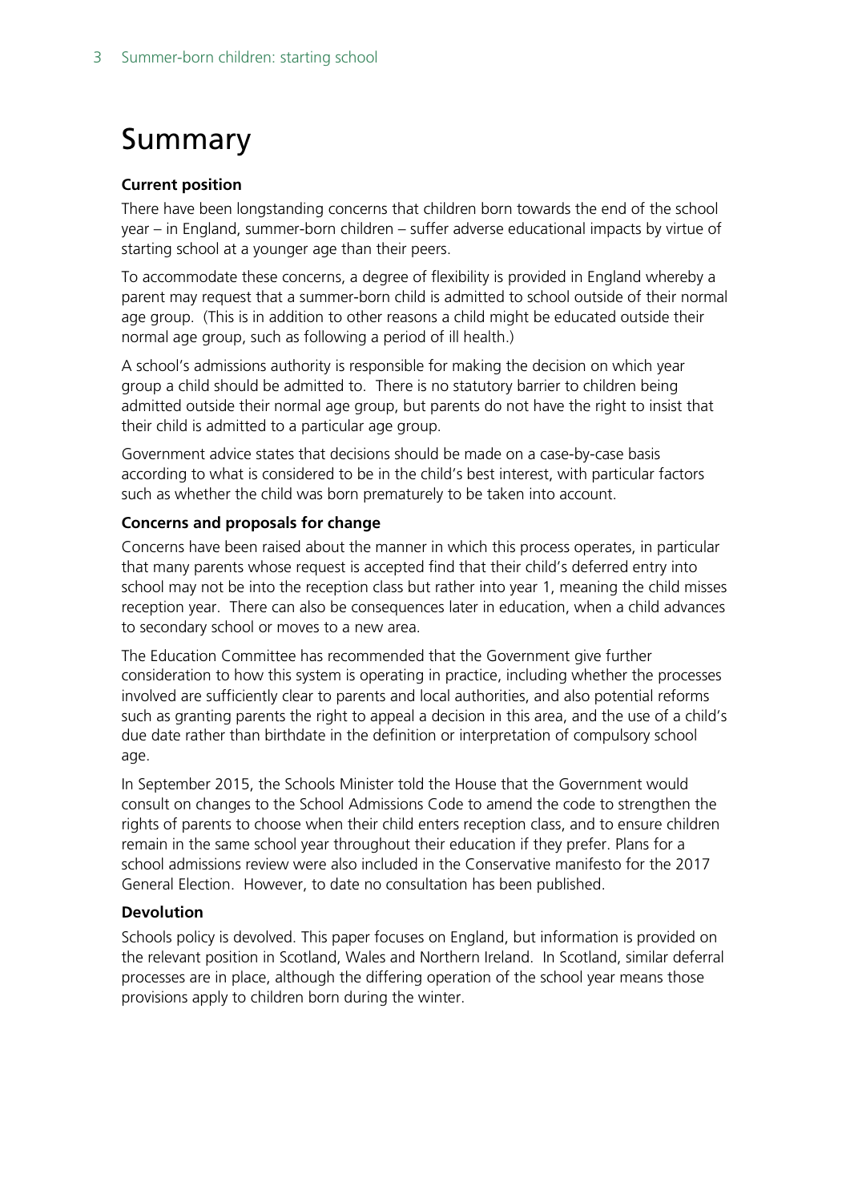# Summary

### Current position

There have been longstanding concerns that children born towards the end of the school year – in England, summer-born children – suffer adverse educational impacts by virtue of starting school at a younger age than their peers.

To accommodate these concerns, a degree of flexibility is provided in England whereby a parent may request that a summer-born child is admitted to school outside of their normal age group. (This is in addition to other reasons a child might be educated outside their normal age group, such as following a period of ill health.)

A school's admissions authority is responsible for making the decision on which year group a child should be admitted to. There is no statutory barrier to children being admitted outside their normal age group, but parents do not have the right to insist that their child is admitted to a particular age group.

Government advice states that decisions should be made on a case-by-case basis according to what is considered to be in the child's best interest, with particular factors such as whether the child was born prematurely to be taken into account.

### Concerns and proposals for change

Concerns have been raised about the manner in which this process operates, in particular that many parents whose request is accepted find that their child's deferred entry into school may not be into the reception class but rather into year 1, meaning the child misses reception year. There can also be consequences later in education, when a child advances to secondary school or moves to a new area.

The Education Committee has recommended that the Government give further consideration to how this system is operating in practice, including whether the processes involved are sufficiently clear to parents and local authorities, and also potential reforms such as granting parents the right to appeal a decision in this area, and the use of a child's due date rather than birthdate in the definition or interpretation of compulsory school age.

In September 2015, the Schools Minister told the House that the Government would consult on changes to the School Admissions Code to amend the code to strengthen the rights of parents to choose when their child enters reception class, and to ensure children remain in the same school year throughout their education if they prefer. Plans for a school admissions review were also included in the Conservative manifesto for the 2017 General Election. However, to date no consultation has been published.

### Devolution

Schools policy is devolved. This paper focuses on England, but information is provided on the relevant position in Scotland, Wales and Northern Ireland. In Scotland, similar deferral processes are in place, although the differing operation of the school year means those provisions apply to children born during the winter.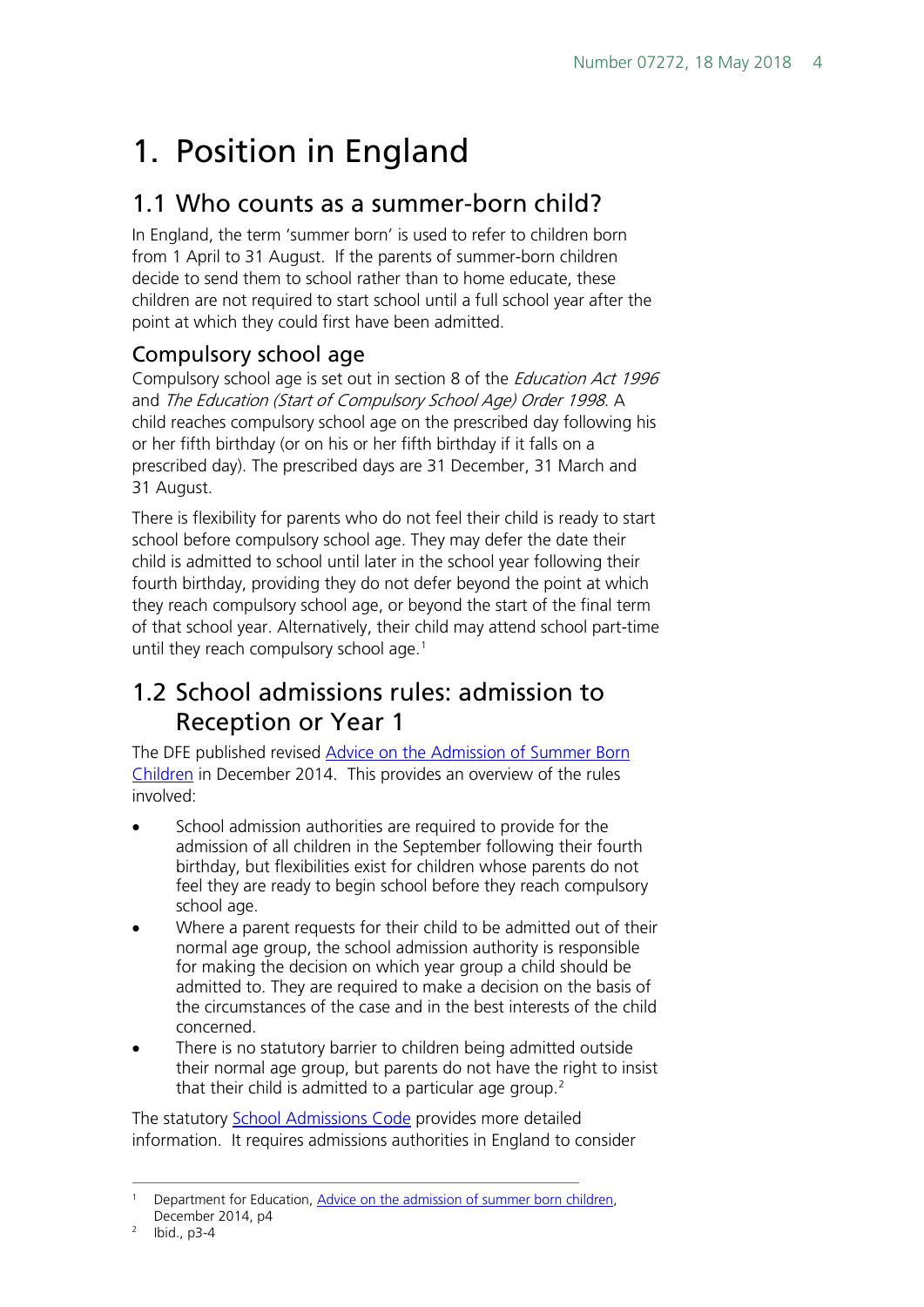# 1. Position in England

## 1.1 Who counts as a summer-born child?

In England, the term 'summer born' is used to refer to children born from 1 April to 31 August. If the parents of summer-born children decide to send them to school rather than to home educate, these children are not required to start school until a full school year after the point at which they could first have been admitted.

### Compulsory school age

Compulsory school age is set out in section 8 of the *Education Act 1996* and *The Education (Start of Compulsory School Age) Order 1998*. A child reaches compulsory school age on the prescribed day following his or her fifth birthday (or on his or her fifth birthday if it falls on a prescribed day). The prescribed days are 31 December, 31 March and 31 August.

There is flexibility for parents who do not feel their child is ready to start school before compulsory school age. They may defer the date their child is admitted to school until later in the school year following their fourth birthday, providing they do not defer beyond the point at which they reach compulsory school age, or beyond the start of the final term of that school year. Alternatively, their child may attend school part-time until they reach compulsory school age.[1]

## 1.2 School admissions rules: admission to Reception or Year 1

The DFE published revised Advice on the Admission of Summer Born Children in December 2014. This provides an overview of the rules involved:

- School admission authorities are required to provide for the admission of all children in the September following their fourth birthday, but flexibilities exist for children whose parents do not feel they are ready to begin school before they reach compulsory school age.
- Where a parent requests for their child to be admitted out of their normal age group, the school admission authority is responsible for making the decision on which year group a child should be admitted to. They are required to make a decision on the basis of the circumstances of the case and in the best interests of the child concerned.
- There is no statutory barrier to children being admitted outside their normal age group, but parents do not have the right to insist that their child is admitted to a particular age group.[2]

The statutory School Admissions Code provides more detailed information. It requires admissions authorities in England to consider

---

[1] Department for Education, Advice on the admission of summer born children, December 2014, p4

[2] Ibid., p3-4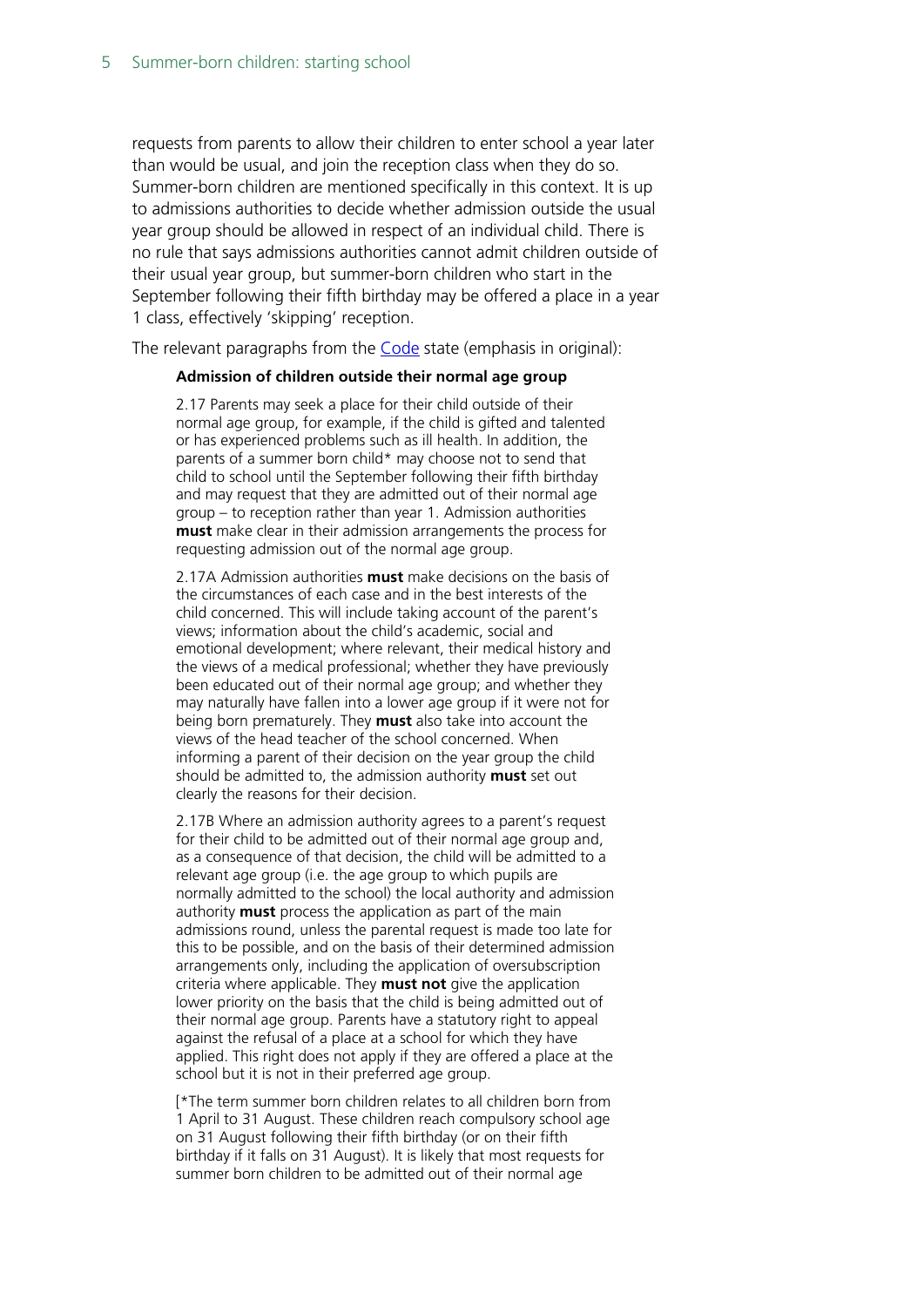requests from parents to allow their children to enter school a year later than would be usual, and join the reception class when they do so. Summer-born children are mentioned specifically in this context. It is up to admissions authorities to decide whether admission outside the usual year group should be allowed in respect of an individual child. There is no rule that says admissions authorities cannot admit children outside of their usual year group, but summer-born children who start in the September following their fifth birthday may be offered a place in a year 1 class, effectively 'skipping' reception.

The relevant paragraphs from the Code state (emphasis in original):

> **Admission of children outside their normal age group**
>
> 2.17 Parents may seek a place for their child outside of their normal age group, for example, if the child is gifted and talented or has experienced problems such as ill health. In addition, the parents of a summer born child* may choose not to send that child to school until the September following their fifth birthday and may request that they are admitted out of their normal age group – to reception rather than year 1. Admission authorities **must** make clear in their admission arrangements the process for requesting admission out of the normal age group.
>
> 2.17A Admission authorities **must** make decisions on the basis of the circumstances of each case and in the best interests of the child concerned. This will include taking account of the parent's views; information about the child's academic, social and emotional development; where relevant, their medical history and the views of a medical professional; whether they have previously been educated out of their normal age group; and whether they may naturally have fallen into a lower age group if it were not for being born prematurely. They **must** also take into account the views of the head teacher of the school concerned. When informing a parent of their decision on the year group the child should be admitted to, the admission authority **must** set out clearly the reasons for their decision.
>
> 2.17B Where an admission authority agrees to a parent's request for their child to be admitted out of their normal age group and, as a consequence of that decision, the child will be admitted to a relevant age group (i.e. the age group to which pupils are normally admitted to the school) the local authority and admission authority **must** process the application as part of the main admissions round, unless the parental request is made too late for this to be possible, and on the basis of their determined admission arrangements only, including the application of oversubscription criteria where applicable. They **must not** give the application lower priority on the basis that the child is being admitted out of their normal age group. Parents have a statutory right to appeal against the refusal of a place at a school for which they have applied. This right does not apply if they are offered a place at the school but it is not in their preferred age group.
>
> [*The term summer born children relates to all children born from 1 April to 31 August. These children reach compulsory school age on 31 August following their fifth birthday (or on their fifth birthday if it falls on 31 August). It is likely that most requests for summer born children to be admitted out of their normal age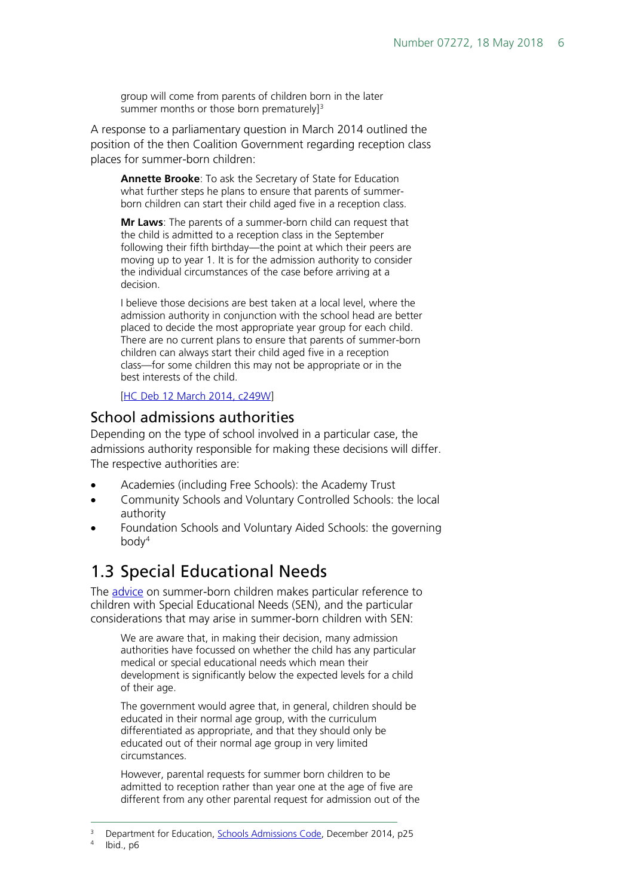> group will come from parents of children born in the later summer months or those born prematurely][3]

A response to a parliamentary question in March 2014 outlined the position of the then Coalition Government regarding reception class places for summer-born children:

> **Annette Brooke**: To ask the Secretary of State for Education what further steps he plans to ensure that parents of summer-born children can start their child aged five in a reception class.
>
> **Mr Laws**: The parents of a summer-born child can request that the child is admitted to a reception class in the September following their fifth birthday—the point at which their peers are moving up to year 1. It is for the admission authority to consider the individual circumstances of the case before arriving at a decision.
>
> I believe those decisions are best taken at a local level, where the admission authority in conjunction with the school head are better placed to decide the most appropriate year group for each child. There are no current plans to ensure that parents of summer-born children can always start their child aged five in a reception class—for some children this may not be appropriate or in the best interests of the child.
>
> [HC Deb 12 March 2014, c249W]

### School admissions authorities

Depending on the type of school involved in a particular case, the admissions authority responsible for making these decisions will differ. The respective authorities are:

- Academies (including Free Schools): the Academy Trust
- Community Schools and Voluntary Controlled Schools: the local authority
- Foundation Schools and Voluntary Aided Schools: the governing body[4]

## 1.3 Special Educational Needs

The advice on summer-born children makes particular reference to children with Special Educational Needs (SEN), and the particular considerations that may arise in summer-born children with SEN:

> We are aware that, in making their decision, many admission authorities have focussed on whether the child has any particular medical or special educational needs which mean their development is significantly below the expected levels for a child of their age.
>
> The government would agree that, in general, children should be educated in their normal age group, with the curriculum differentiated as appropriate, and that they should only be educated out of their normal age group in very limited circumstances.
>
> However, parental requests for summer born children to be admitted to reception rather than year one at the age of five are different from any other parental request for admission out of the

[3] Department for Education, Schools Admissions Code, December 2014, p25

[4] Ibid., p6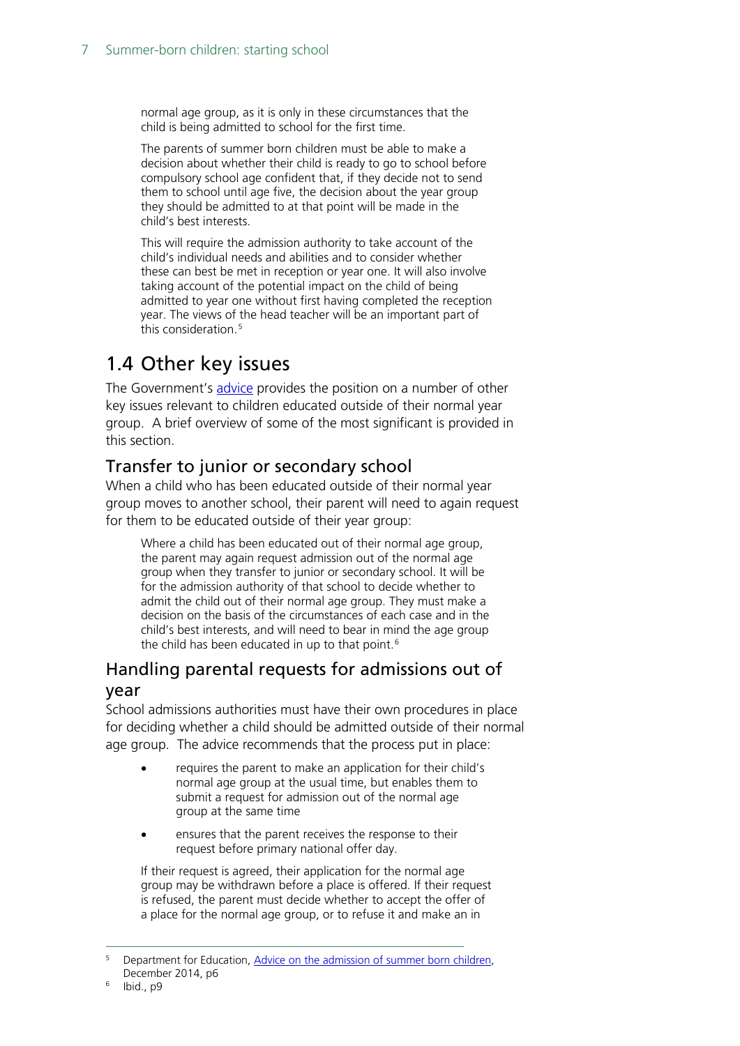normal age group, as it is only in these circumstances that the child is being admitted to school for the first time.

> The parents of summer born children must be able to make a decision about whether their child is ready to go to school before compulsory school age confident that, if they decide not to send them to school until age five, the decision about the year group they should be admitted to at that point will be made in the child's best interests.
>
> This will require the admission authority to take account of the child's individual needs and abilities and to consider whether these can best be met in reception or year one. It will also involve taking account of the potential impact on the child of being admitted to year one without first having completed the reception year. The views of the head teacher will be an important part of this consideration.[5]

## 1.4 Other key issues

The Government's advice provides the position on a number of other key issues relevant to children educated outside of their normal year group. A brief overview of some of the most significant is provided in this section.

### Transfer to junior or secondary school

When a child who has been educated outside of their normal year group moves to another school, their parent will need to again request for them to be educated outside of their year group:

> Where a child has been educated out of their normal age group, the parent may again request admission out of the normal age group when they transfer to junior or secondary school. It will be for the admission authority of that school to decide whether to admit the child out of their normal age group. They must make a decision on the basis of the circumstances of each case and in the child's best interests, and will need to bear in mind the age group the child has been educated in up to that point.[6]

### Handling parental requests for admissions out of year

School admissions authorities must have their own procedures in place for deciding whether a child should be admitted outside of their normal age group. The advice recommends that the process put in place:

- requires the parent to make an application for their child's normal age group at the usual time, but enables them to submit a request for admission out of the normal age group at the same time
- ensures that the parent receives the response to their request before primary national offer day.

> If their request is agreed, their application for the normal age group may be withdrawn before a place is offered. If their request is refused, the parent must decide whether to accept the offer of a place for the normal age group, or to refuse it and make an in

---

[5] Department for Education, Advice on the admission of summer born children, December 2014, p6

[6] Ibid., p9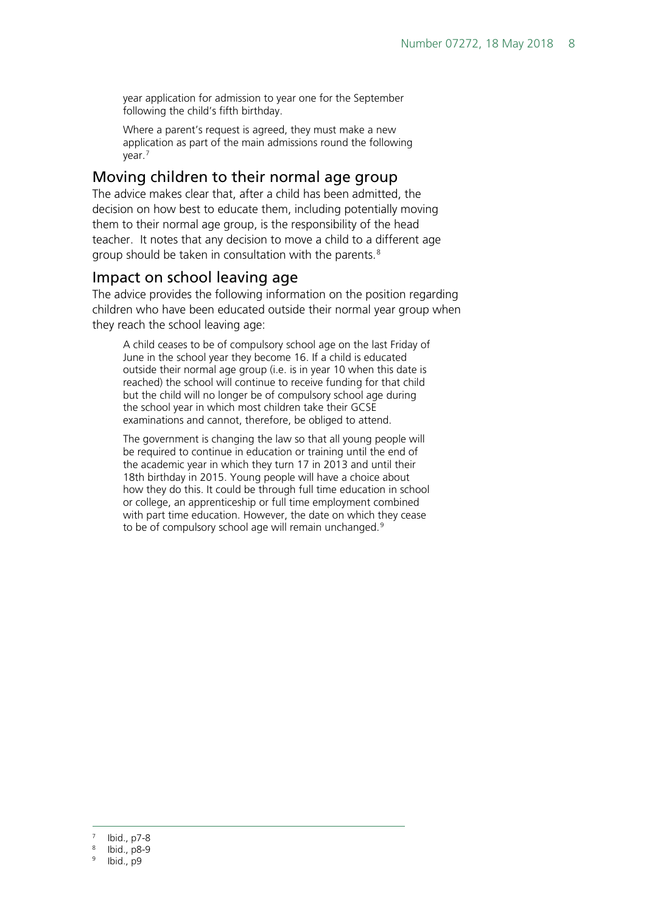year application for admission to year one for the September following the child's fifth birthday.

Where a parent's request is agreed, they must make a new application as part of the main admissions round the following year.[7]

## Moving children to their normal age group

The advice makes clear that, after a child has been admitted, the decision on how best to educate them, including potentially moving them to their normal age group, is the responsibility of the head teacher. It notes that any decision to move a child to a different age group should be taken in consultation with the parents.[8]

## Impact on school leaving age

The advice provides the following information on the position regarding children who have been educated outside their normal year group when they reach the school leaving age:

> A child ceases to be of compulsory school age on the last Friday of June in the school year they become 16. If a child is educated outside their normal age group (i.e. is in year 10 when this date is reached) the school will continue to receive funding for that child but the child will no longer be of compulsory school age during the school year in which most children take their GCSE examinations and cannot, therefore, be obliged to attend.
>
> The government is changing the law so that all young people will be required to continue in education or training until the end of the academic year in which they turn 17 in 2013 and until their 18th birthday in 2015. Young people will have a choice about how they do this. It could be through full time education in school or college, an apprenticeship or full time employment combined with part time education. However, the date on which they cease to be of compulsory school age will remain unchanged.[9]

---

[7] Ibid., p7-8

[8] Ibid., p8-9

[9] Ibid., p9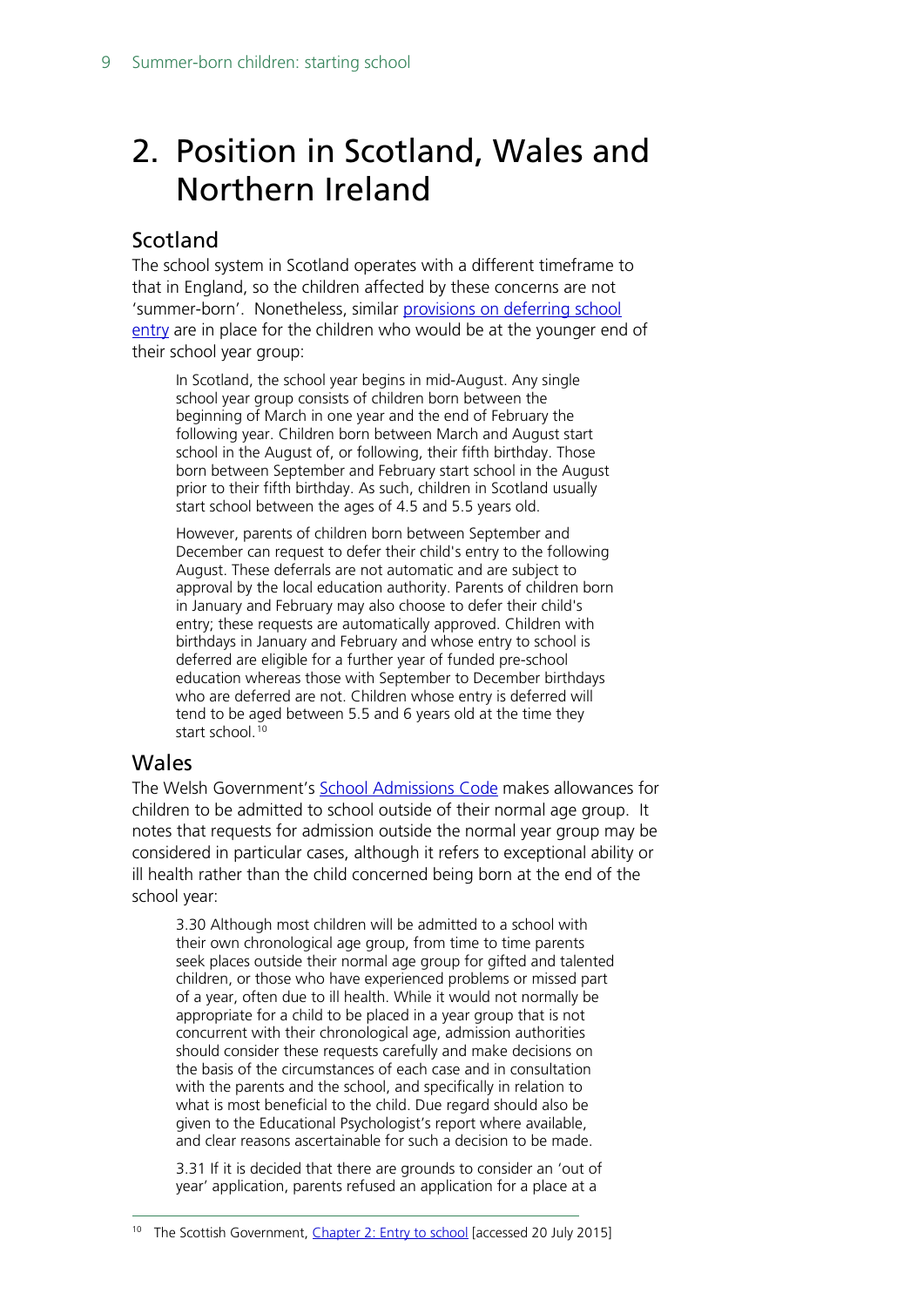# 2. Position in Scotland, Wales and Northern Ireland

## Scotland

The school system in Scotland operates with a different timeframe to that in England, so the children affected by these concerns are not 'summer-born'. Nonetheless, similar provisions on deferring school entry are in place for the children who would be at the younger end of their school year group:

> In Scotland, the school year begins in mid-August. Any single school year group consists of children born between the beginning of March in one year and the end of February the following year. Children born between March and August start school in the August of, or following, their fifth birthday. Those born between September and February start school in the August prior to their fifth birthday. As such, children in Scotland usually start school between the ages of 4.5 and 5.5 years old.
>
> However, parents of children born between September and December can request to defer their child's entry to the following August. These deferrals are not automatic and are subject to approval by the local education authority. Parents of children born in January and February may also choose to defer their child's entry; these requests are automatically approved. Children with birthdays in January and February and whose entry to school is deferred are eligible for a further year of funded pre-school education whereas those with September to December birthdays who are deferred are not. Children whose entry is deferred will tend to be aged between 5.5 and 6 years old at the time they start school.[10]

## Wales

The Welsh Government's School Admissions Code makes allowances for children to be admitted to school outside of their normal age group. It notes that requests for admission outside the normal year group may be considered in particular cases, although it refers to exceptional ability or ill health rather than the child concerned being born at the end of the school year:

> 3.30 Although most children will be admitted to a school with their own chronological age group, from time to time parents seek places outside their normal age group for gifted and talented children, or those who have experienced problems or missed part of a year, often due to ill health. While it would not normally be appropriate for a child to be placed in a year group that is not concurrent with their chronological age, admission authorities should consider these requests carefully and make decisions on the basis of the circumstances of each case and in consultation with the parents and the school, and specifically in relation to what is most beneficial to the child. Due regard should also be given to the Educational Psychologist's report where available, and clear reasons ascertainable for such a decision to be made.
>
> 3.31 If it is decided that there are grounds to consider an 'out of year' application, parents refused an application for a place at a

[10] The Scottish Government, Chapter 2: Entry to school [accessed 20 July 2015]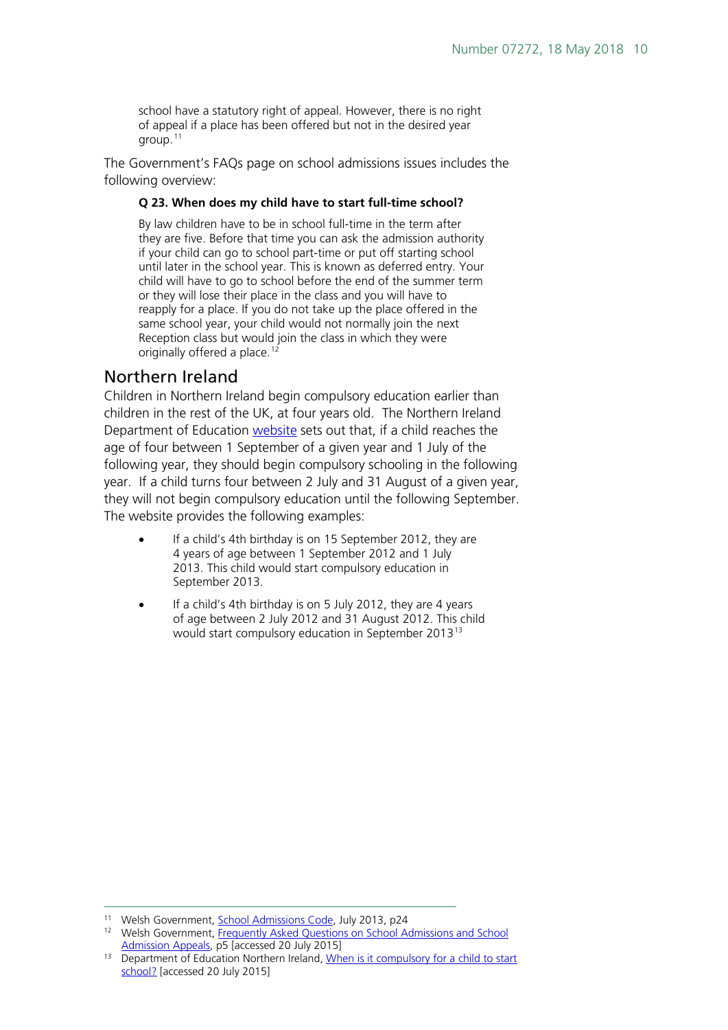> school have a statutory right of appeal. However, there is no right of appeal if a place has been offered but not in the desired year group.[11]

The Government's FAQs page on school admissions issues includes the following overview:

> **Q 23. When does my child have to start full-time school?**
>
> By law children have to be in school full-time in the term after they are five. Before that time you can ask the admission authority if your child can go to school part-time or put off starting school until later in the school year. This is known as deferred entry. Your child will have to go to school before the end of the summer term or they will lose their place in the class and you will have to reapply for a place. If you do not take up the place offered in the same school year, your child would not normally join the next Reception class but would join the class in which they were originally offered a place.[12]

## Northern Ireland

Children in Northern Ireland begin compulsory education earlier than children in the rest of the UK, at four years old. The Northern Ireland Department of Education website sets out that, if a child reaches the age of four between 1 September of a given year and 1 July of the following year, they should begin compulsory schooling in the following year. If a child turns four between 2 July and 31 August of a given year, they will not begin compulsory education until the following September. The website provides the following examples:

- If a child's 4th birthday is on 15 September 2012, they are 4 years of age between 1 September 2012 and 1 July 2013. This child would start compulsory education in September 2013.
- If a child's 4th birthday is on 5 July 2012, they are 4 years of age between 2 July 2012 and 31 August 2012. This child would start compulsory education in September 2013[13]

---

[11] Welsh Government, School Admissions Code, July 2013, p24

[12] Welsh Government, Frequently Asked Questions on School Admissions and School Admission Appeals, p5 [accessed 20 July 2015]

[13] Department of Education Northern Ireland, When is it compulsory for a child to start school? [accessed 20 July 2015]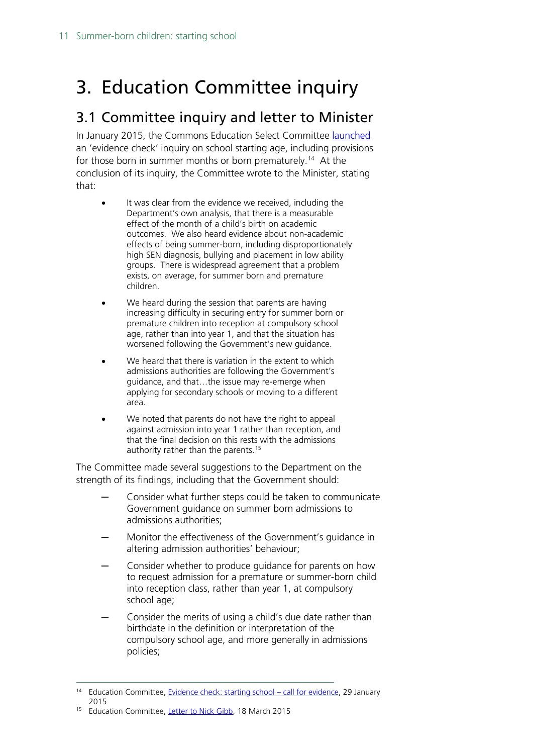# 3. Education Committee inquiry

## 3.1 Committee inquiry and letter to Minister

In January 2015, the Commons Education Select Committee launched an 'evidence check' inquiry on school starting age, including provisions for those born in summer months or born prematurely.[14] At the conclusion of its inquiry, the Committee wrote to the Minister, stating that:

> - It was clear from the evidence we received, including the Department's own analysis, that there is a measurable effect of the month of a child's birth on academic outcomes. We also heard evidence about non-academic effects of being summer-born, including disproportionately high SEN diagnosis, bullying and placement in low ability groups. There is widespread agreement that a problem exists, on average, for summer born and premature children.
> - We heard during the session that parents are having increasing difficulty in securing entry for summer born or premature children into reception at compulsory school age, rather than into year 1, and that the situation has worsened following the Government's new guidance.
> - We heard that there is variation in the extent to which admissions authorities are following the Government's guidance, and that…the issue may re-emerge when applying for secondary schools or moving to a different area.
> - We noted that parents do not have the right to appeal against admission into year 1 rather than reception, and that the final decision on this rests with the admissions authority rather than the parents.[15]

The Committee made several suggestions to the Department on the strength of its findings, including that the Government should:

- Consider what further steps could be taken to communicate Government guidance on summer born admissions to admissions authorities;
- Monitor the effectiveness of the Government's guidance in altering admission authorities' behaviour;
- Consider whether to produce guidance for parents on how to request admission for a premature or summer-born child into reception class, rather than year 1, at compulsory school age;
- Consider the merits of using a child's due date rather than birthdate in the definition or interpretation of the compulsory school age, and more generally in admissions policies;

---

[14] Education Committee, Evidence check: starting school – call for evidence, 29 January 2015

[15] Education Committee, Letter to Nick Gibb, 18 March 2015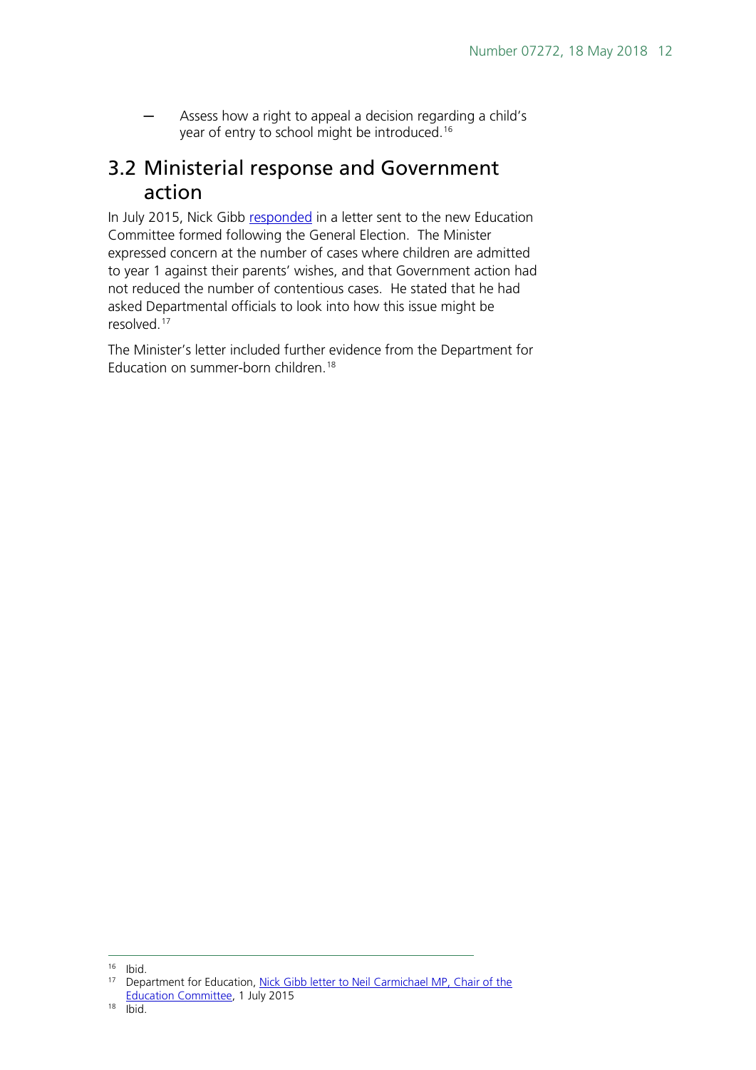– Assess how a right to appeal a decision regarding a child's year of entry to school might be introduced.[16]

## 3.2 Ministerial response and Government action

In July 2015, Nick Gibb responded in a letter sent to the new Education Committee formed following the General Election. The Minister expressed concern at the number of cases where children are admitted to year 1 against their parents' wishes, and that Government action had not reduced the number of contentious cases. He stated that he had asked Departmental officials to look into how this issue might be resolved.[17]

The Minister's letter included further evidence from the Department for Education on summer-born children.[18]

---

[16] Ibid.

[17] Department for Education, Nick Gibb letter to Neil Carmichael MP, Chair of the Education Committee, 1 July 2015

[18] Ibid.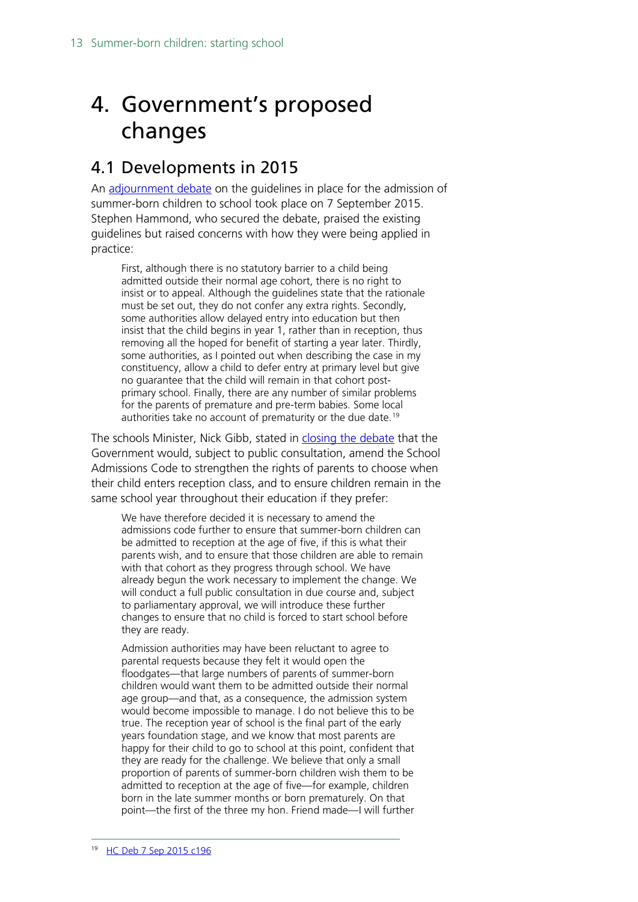# 4. Government's proposed changes

## 4.1 Developments in 2015

An adjournment debate on the guidelines in place for the admission of summer-born children to school took place on 7 September 2015. Stephen Hammond, who secured the debate, praised the existing guidelines but raised concerns with how they were being applied in practice:

> First, although there is no statutory barrier to a child being admitted outside their normal age cohort, there is no right to insist or to appeal. Although the guidelines state that the rationale must be set out, they do not confer any extra rights. Secondly, some authorities allow delayed entry into education but then insist that the child begins in year 1, rather than in reception, thus removing all the hoped for benefit of starting a year later. Thirdly, some authorities, as I pointed out when describing the case in my constituency, allow a child to defer entry at primary level but give no guarantee that the child will remain in that cohort post-primary school. Finally, there are any number of similar problems for the parents of premature and pre-term babies. Some local authorities take no account of prematurity or the due date.[19]

The schools Minister, Nick Gibb, stated in closing the debate that the Government would, subject to public consultation, amend the School Admissions Code to strengthen the rights of parents to choose when their child enters reception class, and to ensure children remain in the same school year throughout their education if they prefer:

> We have therefore decided it is necessary to amend the admissions code further to ensure that summer-born children can be admitted to reception at the age of five, if this is what their parents wish, and to ensure that those children are able to remain with that cohort as they progress through school. We have already begun the work necessary to implement the change. We will conduct a full public consultation in due course and, subject to parliamentary approval, we will introduce these further changes to ensure that no child is forced to start school before they are ready.
>
> Admission authorities may have been reluctant to agree to parental requests because they felt it would open the floodgates—that large numbers of parents of summer-born children would want them to be admitted outside their normal age group—and that, as a consequence, the admission system would become impossible to manage. I do not believe this to be true. The reception year of school is the final part of the early years foundation stage, and we know that most parents are happy for their child to go to school at this point, confident that they are ready for the challenge. We believe that only a small proportion of parents of summer-born children wish them to be admitted to reception at the age of five—for example, children born in the late summer months or born prematurely. On that point—the first of the three my hon. Friend made—I will further

[19] HC Deb 7 Sep 2015 c196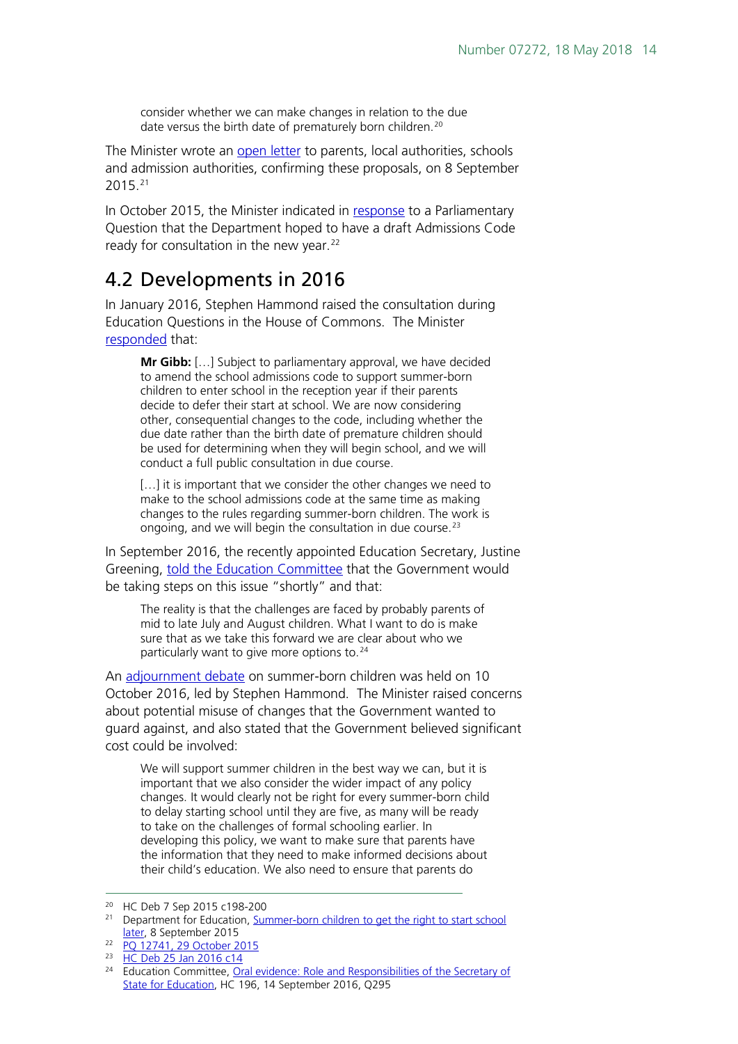> consider whether we can make changes in relation to the due date versus the birth date of prematurely born children.[20]

The Minister wrote an open letter to parents, local authorities, schools and admission authorities, confirming these proposals, on 8 September 2015.[21]

In October 2015, the Minister indicated in response to a Parliamentary Question that the Department hoped to have a draft Admissions Code ready for consultation in the new year.[22]

## 4.2 Developments in 2016

In January 2016, Stephen Hammond raised the consultation during Education Questions in the House of Commons. The Minister responded that:

> **Mr Gibb:** […] Subject to parliamentary approval, we have decided to amend the school admissions code to support summer-born children to enter school in the reception year if their parents decide to defer their start at school. We are now considering other, consequential changes to the code, including whether the due date rather than the birth date of premature children should be used for determining when they will begin school, and we will conduct a full public consultation in due course.
>
> […] it is important that we consider the other changes we need to make to the school admissions code at the same time as making changes to the rules regarding summer-born children. The work is ongoing, and we will begin the consultation in due course.[23]

In September 2016, the recently appointed Education Secretary, Justine Greening, told the Education Committee that the Government would be taking steps on this issue "shortly" and that:

> The reality is that the challenges are faced by probably parents of mid to late July and August children. What I want to do is make sure that as we take this forward we are clear about who we particularly want to give more options to.[24]

An adjournment debate on summer-born children was held on 10 October 2016, led by Stephen Hammond. The Minister raised concerns about potential misuse of changes that the Government wanted to guard against, and also stated that the Government believed significant cost could be involved:

> We will support summer children in the best way we can, but it is important that we also consider the wider impact of any policy changes. It would clearly not be right for every summer-born child to delay starting school until they are five, as many will be ready to take on the challenges of formal schooling earlier. In developing this policy, we want to make sure that parents have the information that they need to make informed decisions about their child's education. We also need to ensure that parents do

---

[20] HC Deb 7 Sep 2015 c198-200

[21] Department for Education, Summer-born children to get the right to start school later, 8 September 2015

[22] PQ 12741, 29 October 2015

[23] HC Deb 25 Jan 2016 c14

[24] Education Committee, Oral evidence: Role and Responsibilities of the Secretary of State for Education, HC 196, 14 September 2016, Q295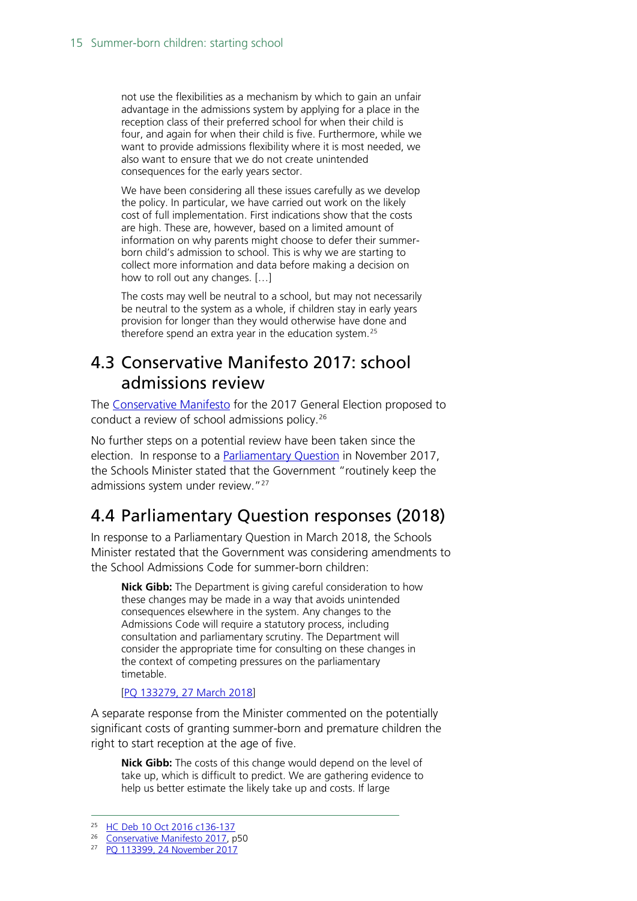> not use the flexibilities as a mechanism by which to gain an unfair advantage in the admissions system by applying for a place in the reception class of their preferred school for when their child is four, and again for when their child is five. Furthermore, while we want to provide admissions flexibility where it is most needed, we also want to ensure that we do not create unintended consequences for the early years sector.
>
> We have been considering all these issues carefully as we develop the policy. In particular, we have carried out work on the likely cost of full implementation. First indications show that the costs are high. These are, however, based on a limited amount of information on why parents might choose to defer their summer-born child's admission to school. This is why we are starting to collect more information and data before making a decision on how to roll out any changes. […]
>
> The costs may well be neutral to a school, but may not necessarily be neutral to the system as a whole, if children stay in early years provision for longer than they would otherwise have done and therefore spend an extra year in the education system.[25]

## 4.3 Conservative Manifesto 2017: school admissions review

The Conservative Manifesto for the 2017 General Election proposed to conduct a review of school admissions policy.[26]

No further steps on a potential review have been taken since the election. In response to a Parliamentary Question in November 2017, the Schools Minister stated that the Government "routinely keep the admissions system under review."[27]

## 4.4 Parliamentary Question responses (2018)

In response to a Parliamentary Question in March 2018, the Schools Minister restated that the Government was considering amendments to the School Admissions Code for summer-born children:

> **Nick Gibb:** The Department is giving careful consideration to how these changes may be made in a way that avoids unintended consequences elsewhere in the system. Any changes to the Admissions Code will require a statutory process, including consultation and parliamentary scrutiny. The Department will consider the appropriate time for consulting on these changes in the context of competing pressures on the parliamentary timetable.
>
> [PQ 133279, 27 March 2018]

A separate response from the Minister commented on the potentially significant costs of granting summer-born and premature children the right to start reception at the age of five.

> **Nick Gibb:** The costs of this change would depend on the level of take up, which is difficult to predict. We are gathering evidence to help us better estimate the likely take up and costs. If large

---

25 HC Deb 10 Oct 2016 c136-137

26 Conservative Manifesto 2017, p50

27 PQ 113399, 24 November 2017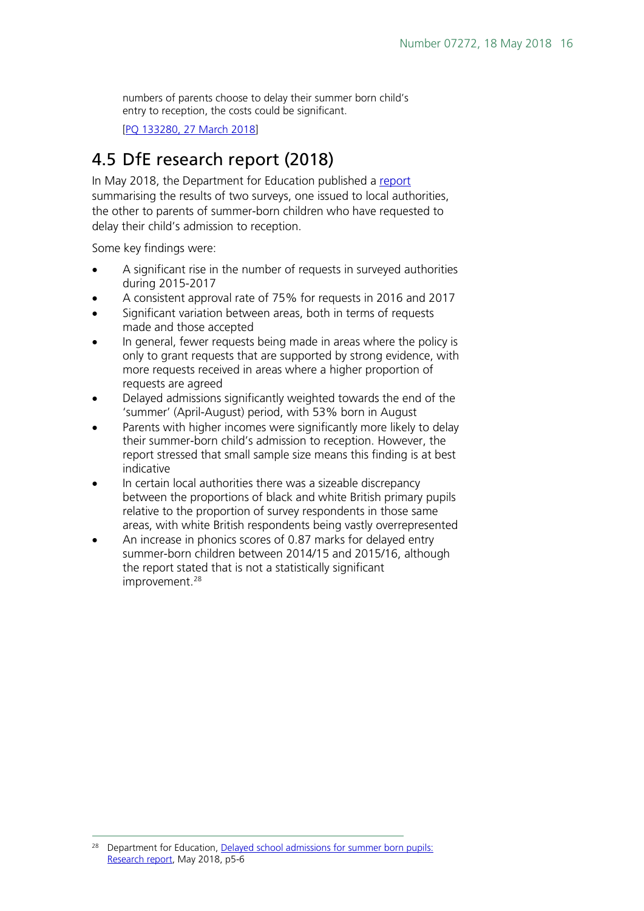numbers of parents choose to delay their summer born child's entry to reception, the costs could be significant.

[PQ 133280, 27 March 2018]

## 4.5 DfE research report (2018)

In May 2018, the Department for Education published a report summarising the results of two surveys, one issued to local authorities, the other to parents of summer-born children who have requested to delay their child's admission to reception.

Some key findings were:

- A significant rise in the number of requests in surveyed authorities during 2015-2017
- A consistent approval rate of 75% for requests in 2016 and 2017
- Significant variation between areas, both in terms of requests made and those accepted
- In general, fewer requests being made in areas where the policy is only to grant requests that are supported by strong evidence, with more requests received in areas where a higher proportion of requests are agreed
- Delayed admissions significantly weighted towards the end of the 'summer' (April-August) period, with 53% born in August
- Parents with higher incomes were significantly more likely to delay their summer-born child's admission to reception. However, the report stressed that small sample size means this finding is at best indicative
- In certain local authorities there was a sizeable discrepancy between the proportions of black and white British primary pupils relative to the proportion of survey respondents in those same areas, with white British respondents being vastly overrepresented
- An increase in phonics scores of 0.87 marks for delayed entry summer-born children between 2014/15 and 2015/16, although the report stated that is not a statistically significant improvement.[28]

---

[28] Department for Education, Delayed school admissions for summer born pupils: Research report, May 2018, p5-6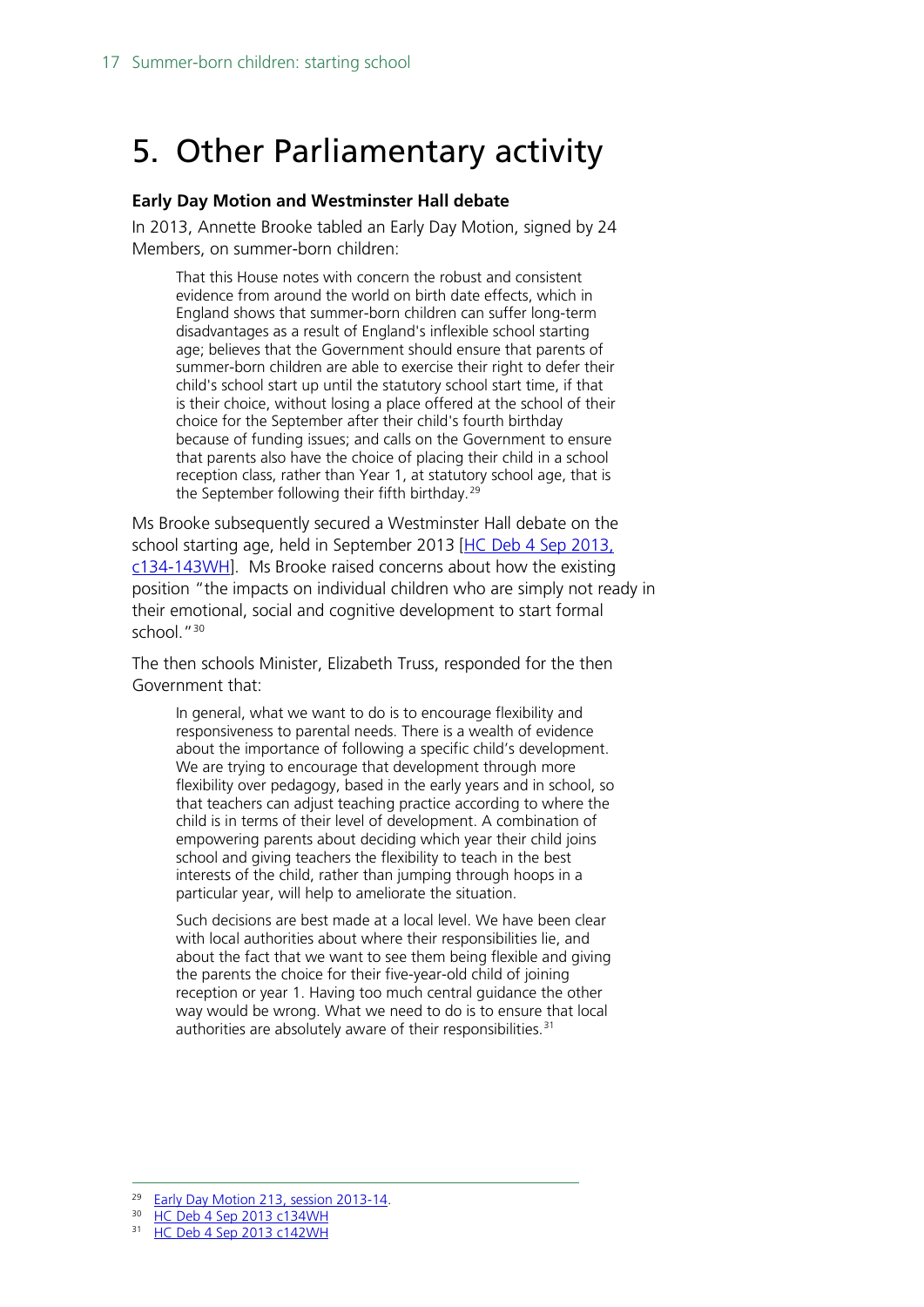# 5. Other Parliamentary activity

**Early Day Motion and Westminster Hall debate**

In 2013, Annette Brooke tabled an Early Day Motion, signed by 24 Members, on summer-born children:

> That this House notes with concern the robust and consistent evidence from around the world on birth date effects, which in England shows that summer-born children can suffer long-term disadvantages as a result of England's inflexible school starting age; believes that the Government should ensure that parents of summer-born children are able to exercise their right to defer their child's school start up until the statutory school start time, if that is their choice, without losing a place offered at the school of their choice for the September after their child's fourth birthday because of funding issues; and calls on the Government to ensure that parents also have the choice of placing their child in a school reception class, rather than Year 1, at statutory school age, that is the September following their fifth birthday.[29]

Ms Brooke subsequently secured a Westminster Hall debate on the school starting age, held in September 2013 [HC Deb 4 Sep 2013, c134-143WH]. Ms Brooke raised concerns about how the existing position "the impacts on individual children who are simply not ready in their emotional, social and cognitive development to start formal school."[30]

The then schools Minister, Elizabeth Truss, responded for the then Government that:

> In general, what we want to do is to encourage flexibility and responsiveness to parental needs. There is a wealth of evidence about the importance of following a specific child's development. We are trying to encourage that development through more flexibility over pedagogy, based in the early years and in school, so that teachers can adjust teaching practice according to where the child is in terms of their level of development. A combination of empowering parents about deciding which year their child joins school and giving teachers the flexibility to teach in the best interests of the child, rather than jumping through hoops in a particular year, will help to ameliorate the situation.
>
> Such decisions are best made at a local level. We have been clear with local authorities about where their responsibilities lie, and about the fact that we want to see them being flexible and giving the parents the choice for their five-year-old child of joining reception or year 1. Having too much central guidance the other way would be wrong. What we need to do is to ensure that local authorities are absolutely aware of their responsibilities.[31]

---

[29] Early Day Motion 213, session 2013-14.

[30] HC Deb 4 Sep 2013 c134WH

[31] HC Deb 4 Sep 2013 c142WH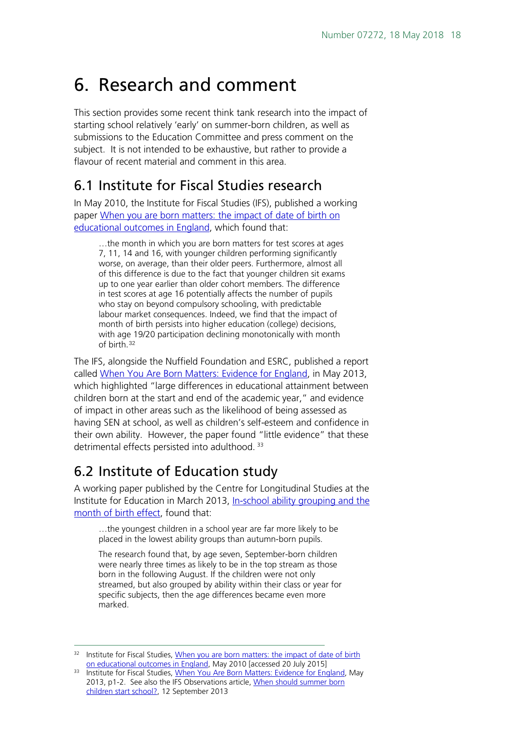# 6. Research and comment

This section provides some recent think tank research into the impact of starting school relatively 'early' on summer-born children, as well as submissions to the Education Committee and press comment on the subject. It is not intended to be exhaustive, but rather to provide a flavour of recent material and comment in this area.

## 6.1 Institute for Fiscal Studies research

In May 2010, the Institute for Fiscal Studies (IFS), published a working paper When you are born matters: the impact of date of birth on educational outcomes in England, which found that:

> …the month in which you are born matters for test scores at ages 7, 11, 14 and 16, with younger children performing significantly worse, on average, than their older peers. Furthermore, almost all of this difference is due to the fact that younger children sit exams up to one year earlier than older cohort members. The difference in test scores at age 16 potentially affects the number of pupils who stay on beyond compulsory schooling, with predictable labour market consequences. Indeed, we find that the impact of month of birth persists into higher education (college) decisions, with age 19/20 participation declining monotonically with month of birth.[32]

The IFS, alongside the Nuffield Foundation and ESRC, published a report called When You Are Born Matters: Evidence for England, in May 2013, which highlighted "large differences in educational attainment between children born at the start and end of the academic year," and evidence of impact in other areas such as the likelihood of being assessed as having SEN at school, as well as children's self-esteem and confidence in their own ability. However, the paper found "little evidence" that these detrimental effects persisted into adulthood.[33]

## 6.2 Institute of Education study

A working paper published by the Centre for Longitudinal Studies at the Institute for Education in March 2013, In-school ability grouping and the month of birth effect, found that:

> …the youngest children in a school year are far more likely to be placed in the lowest ability groups than autumn-born pupils.
>
> The research found that, by age seven, September-born children were nearly three times as likely to be in the top stream as those born in the following August. If the children were not only streamed, but also grouped by ability within their class or year for specific subjects, then the age differences became even more marked.

---

[32] Institute for Fiscal Studies, When you are born matters: the impact of date of birth on educational outcomes in England, May 2010 [accessed 20 July 2015]

[33] Institute for Fiscal Studies, When You Are Born Matters: Evidence for England, May 2013, p1-2. See also the IFS Observations article, When should summer born children start school?, 12 September 2013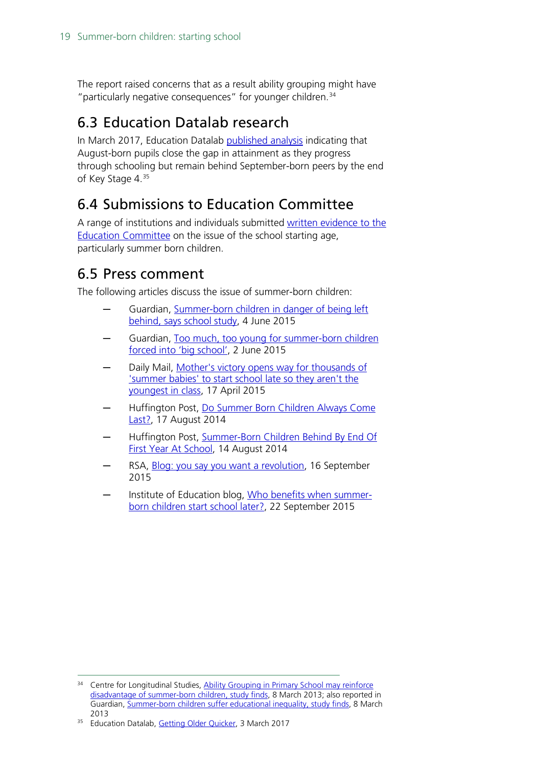The report raised concerns that as a result ability grouping might have "particularly negative consequences" for younger children.[34]

## 6.3 Education Datalab research

In March 2017, Education Datalab published analysis indicating that August-born pupils close the gap in attainment as they progress through schooling but remain behind September-born peers by the end of Key Stage 4.[35]

## 6.4 Submissions to Education Committee

A range of institutions and individuals submitted written evidence to the Education Committee on the issue of the school starting age, particularly summer born children.

## 6.5 Press comment

The following articles discuss the issue of summer-born children:

- Guardian, Summer-born children in danger of being left behind, says school study, 4 June 2015
- Guardian, Too much, too young for summer-born children forced into 'big school', 2 June 2015
- Daily Mail, Mother's victory opens way for thousands of 'summer babies' to start school late so they aren't the youngest in class, 17 April 2015
- Huffington Post, Do Summer Born Children Always Come Last?, 17 August 2014
- Huffington Post, Summer-Born Children Behind By End Of First Year At School, 14 August 2014
- RSA, Blog: you say you want a revolution, 16 September 2015
- Institute of Education blog, Who benefits when summer-born children start school later?, 22 September 2015

---

[34] Centre for Longitudinal Studies, Ability Grouping in Primary School may reinforce disadvantage of summer-born children, study finds, 8 March 2013; also reported in Guardian, Summer-born children suffer educational inequality, study finds, 8 March 2013

[35] Education Datalab, Getting Older Quicker, 3 March 2017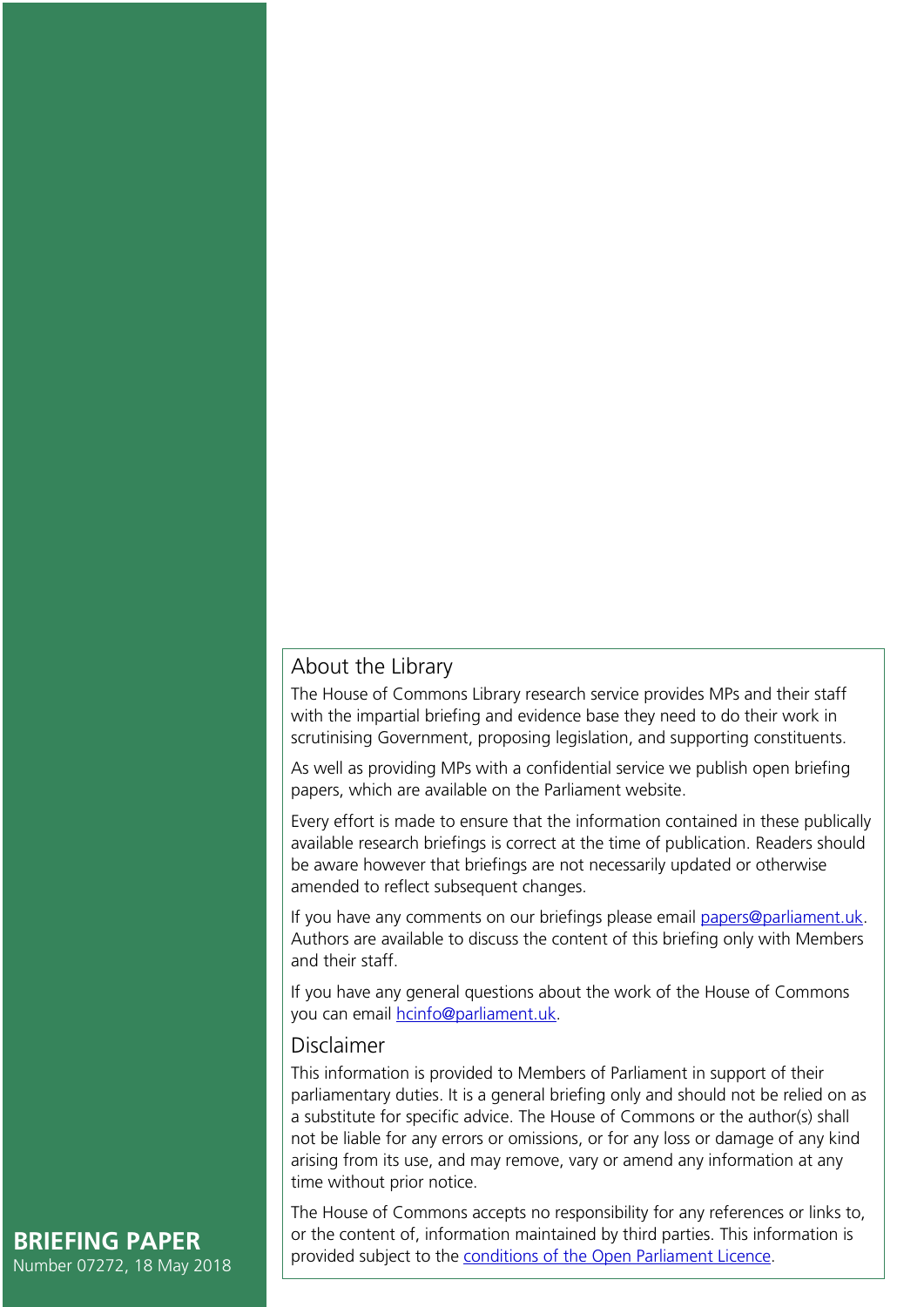## About the Library

The House of Commons Library research service provides MPs and their staff with the impartial briefing and evidence base they need to do their work in scrutinising Government, proposing legislation, and supporting constituents.

As well as providing MPs with a confidential service we publish open briefing papers, which are available on the Parliament website.

Every effort is made to ensure that the information contained in these publically available research briefings is correct at the time of publication. Readers should be aware however that briefings are not necessarily updated or otherwise amended to reflect subsequent changes.

If you have any comments on our briefings please email papers@parliament.uk. Authors are available to discuss the content of this briefing only with Members and their staff.

If you have any general questions about the work of the House of Commons you can email hcinfo@parliament.uk.

## Disclaimer

This information is provided to Members of Parliament in support of their parliamentary duties. It is a general briefing only and should not be relied on as a substitute for specific advice. The House of Commons or the author(s) shall not be liable for any errors or omissions, or for any loss or damage of any kind arising from its use, and may remove, vary or amend any information at any time without prior notice.

The House of Commons accepts no responsibility for any references or links to, or the content of, information maintained by third parties. This information is provided subject to the conditions of the Open Parliament Licence.

**BRIEFING PAPER**
Number 07272, 18 May 2018